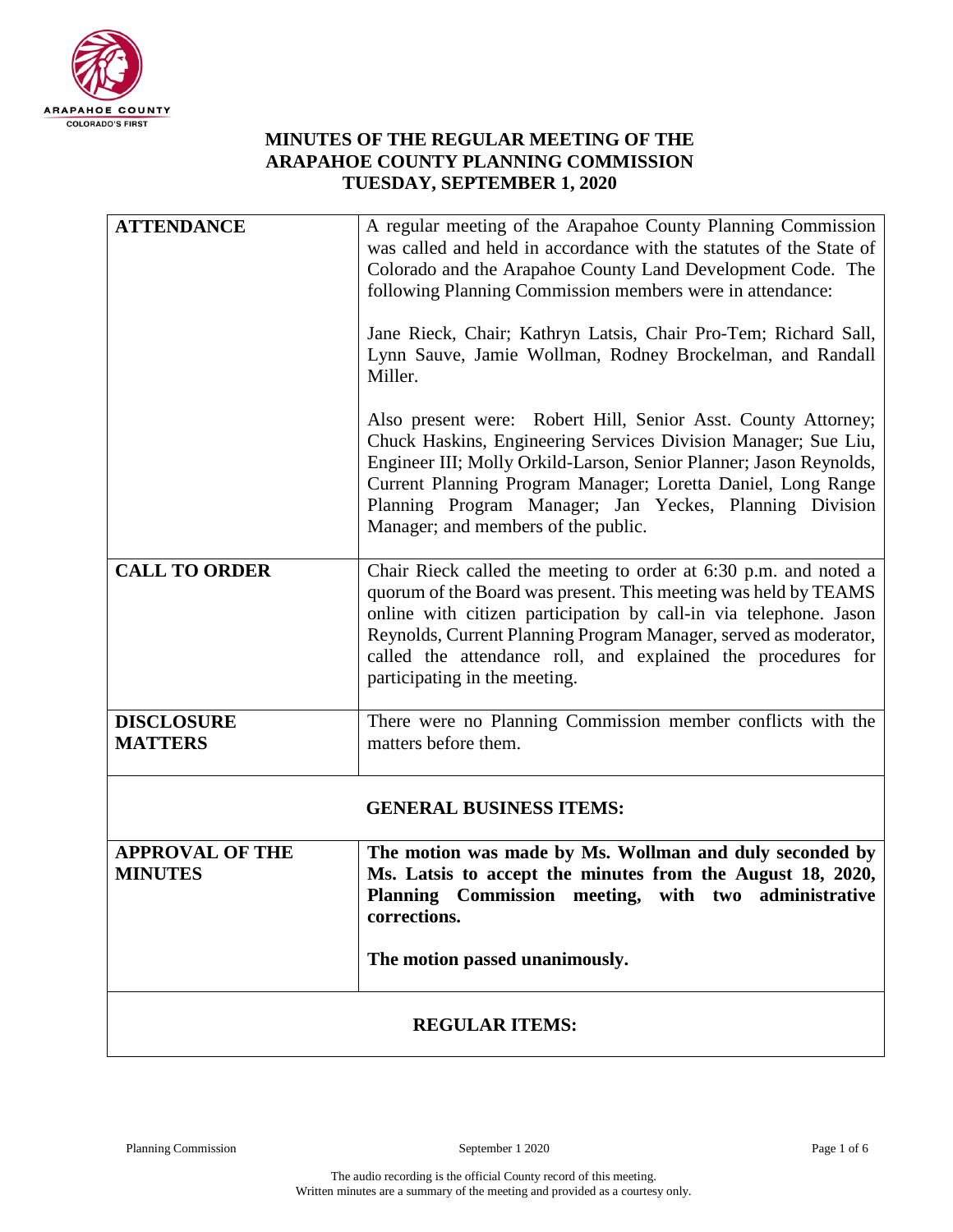# MINUTES OF THE REGULAR MEETING OF THE ARAPAHOE COUNTY PLANNING COMMISSION TUESDAY, SEPTEMBER 1, 2020

| | |
|---|---|
| **ATTENDANCE** | A regular meeting of the Arapahoe County Planning Commission was called and held in accordance with the statutes of the State of Colorado and the Arapahoe County Land Development Code. The following Planning Commission members were in attendance:<br><br>Jane Rieck, Chair; Kathryn Latsis, Chair Pro-Tem; Richard Sall, Lynn Sauve, Jamie Wollman, Rodney Brockelman, and Randall Miller.<br><br>Also present were: Robert Hill, Senior Asst. County Attorney; Chuck Haskins, Engineering Services Division Manager; Sue Liu, Engineer III; Molly Orkild-Larson, Senior Planner; Jason Reynolds, Current Planning Program Manager; Loretta Daniel, Long Range Planning Program Manager; Jan Yeckes, Planning Division Manager; and members of the public. |
| **CALL TO ORDER** | Chair Rieck called the meeting to order at 6:30 p.m. and noted a quorum of the Board was present. This meeting was held by TEAMS online with citizen participation by call-in via telephone. Jason Reynolds, Current Planning Program Manager, served as moderator, called the attendance roll, and explained the procedures for participating in the meeting. |
| **DISCLOSURE MATTERS** | There were no Planning Commission member conflicts with the matters before them. |
| **GENERAL BUSINESS ITEMS:** | |
| **APPROVAL OF THE MINUTES** | **The motion was made by Ms. Wollman and duly seconded by Ms. Latsis to accept the minutes from the August 18, 2020, Planning Commission meeting, with two administrative corrections.**<br><br>**The motion passed unanimously.** |
| **REGULAR ITEMS:** | |

The audio recording is the official County record of this meeting.
Written minutes are a summary of the meeting and provided as a courtesy only.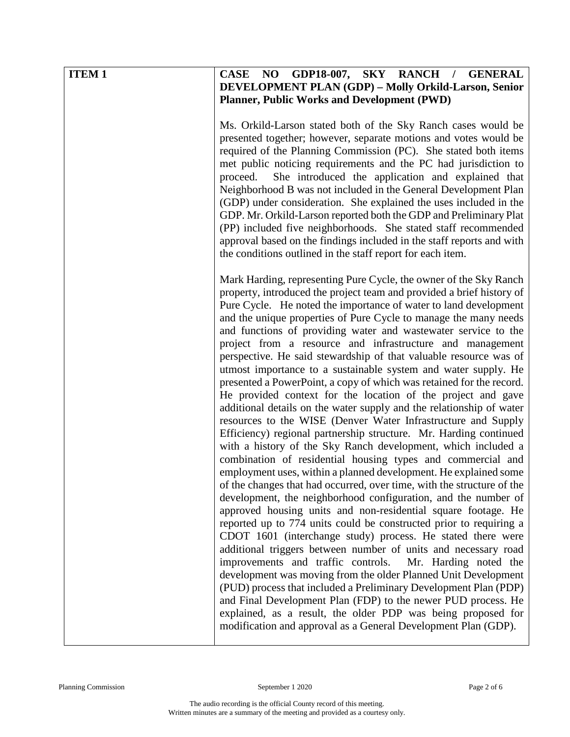| ITEM 1 | CASE NO GDP18-007, SKY RANCH / GENERAL DEVELOPMENT PLAN (GDP) – Molly Orkild-Larson, Senior Planner, Public Works and Development (PWD) |
|---|---|

**ITEM 1**

**CASE NO GDP18-007, SKY RANCH / GENERAL DEVELOPMENT PLAN (GDP) – Molly Orkild-Larson, Senior Planner, Public Works and Development (PWD)**

Ms. Orkild-Larson stated both of the Sky Ranch cases would be presented together; however, separate motions and votes would be required of the Planning Commission (PC). She stated both items met public noticing requirements and the PC had jurisdiction to proceed. She introduced the application and explained that Neighborhood B was not included in the General Development Plan (GDP) under consideration. She explained the uses included in the GDP. Mr. Orkild-Larson reported both the GDP and Preliminary Plat (PP) included five neighborhoods. She stated staff recommended approval based on the findings included in the staff reports and with the conditions outlined in the staff report for each item.

Mark Harding, representing Pure Cycle, the owner of the Sky Ranch property, introduced the project team and provided a brief history of Pure Cycle. He noted the importance of water to land development and the unique properties of Pure Cycle to manage the many needs and functions of providing water and wastewater service to the project from a resource and infrastructure and management perspective. He said stewardship of that valuable resource was of utmost importance to a sustainable system and water supply. He presented a PowerPoint, a copy of which was retained for the record. He provided context for the location of the project and gave additional details on the water supply and the relationship of water resources to the WISE (Denver Water Infrastructure and Supply Efficiency) regional partnership structure. Mr. Harding continued with a history of the Sky Ranch development, which included a combination of residential housing types and commercial and employment uses, within a planned development. He explained some of the changes that had occurred, over time, with the structure of the development, the neighborhood configuration, and the number of approved housing units and non-residential square footage. He reported up to 774 units could be constructed prior to requiring a CDOT 1601 (interchange study) process. He stated there were additional triggers between number of units and necessary road improvements and traffic controls. Mr. Harding noted the development was moving from the older Planned Unit Development (PUD) process that included a Preliminary Development Plan (PDP) and Final Development Plan (FDP) to the newer PUD process. He explained, as a result, the older PDP was being proposed for modification and approval as a General Development Plan (GDP).

The audio recording is the official County record of this meeting.
Written minutes are a summary of the meeting and provided as a courtesy only.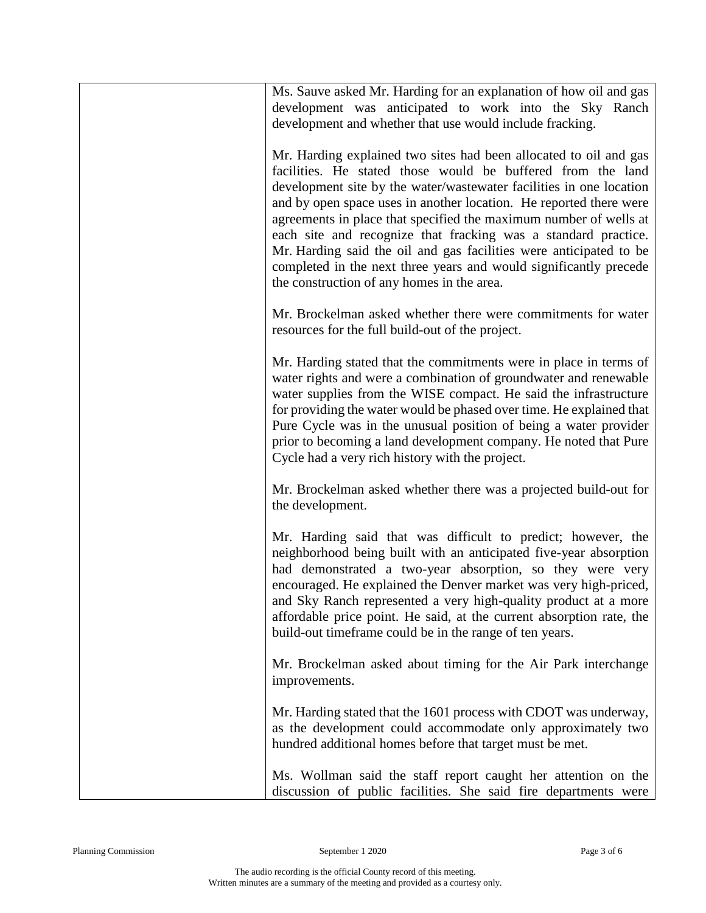| | |
|---|---|
| | Ms. Sauve asked Mr. Harding for an explanation of how oil and gas development was anticipated to work into the Sky Ranch development and whether that use would include fracking.<br><br>Mr. Harding explained two sites had been allocated to oil and gas facilities. He stated those would be buffered from the land development site by the water/wastewater facilities in one location and by open space uses in another location. He reported there were agreements in place that specified the maximum number of wells at each site and recognize that fracking was a standard practice. Mr. Harding said the oil and gas facilities were anticipated to be completed in the next three years and would significantly precede the construction of any homes in the area.<br><br>Mr. Brockelman asked whether there were commitments for water resources for the full build-out of the project.<br><br>Mr. Harding stated that the commitments were in place in terms of water rights and were a combination of groundwater and renewable water supplies from the WISE compact. He said the infrastructure for providing the water would be phased over time. He explained that Pure Cycle was in the unusual position of being a water provider prior to becoming a land development company. He noted that Pure Cycle had a very rich history with the project.<br><br>Mr. Brockelman asked whether there was a projected build-out for the development.<br><br>Mr. Harding said that was difficult to predict; however, the neighborhood being built with an anticipated five-year absorption had demonstrated a two-year absorption, so they were very encouraged. He explained the Denver market was very high-priced, and Sky Ranch represented a very high-quality product at a more affordable price point. He said, at the current absorption rate, the build-out timeframe could be in the range of ten years.<br><br>Mr. Brockelman asked about timing for the Air Park interchange improvements.<br><br>Mr. Harding stated that the 1601 process with CDOT was underway, as the development could accommodate only approximately two hundred additional homes before that target must be met.<br><br>Ms. Wollman said the staff report caught her attention on the discussion of public facilities. She said fire departments were |

The audio recording is the official County record of this meeting.
Written minutes are a summary of the meeting and provided as a courtesy only.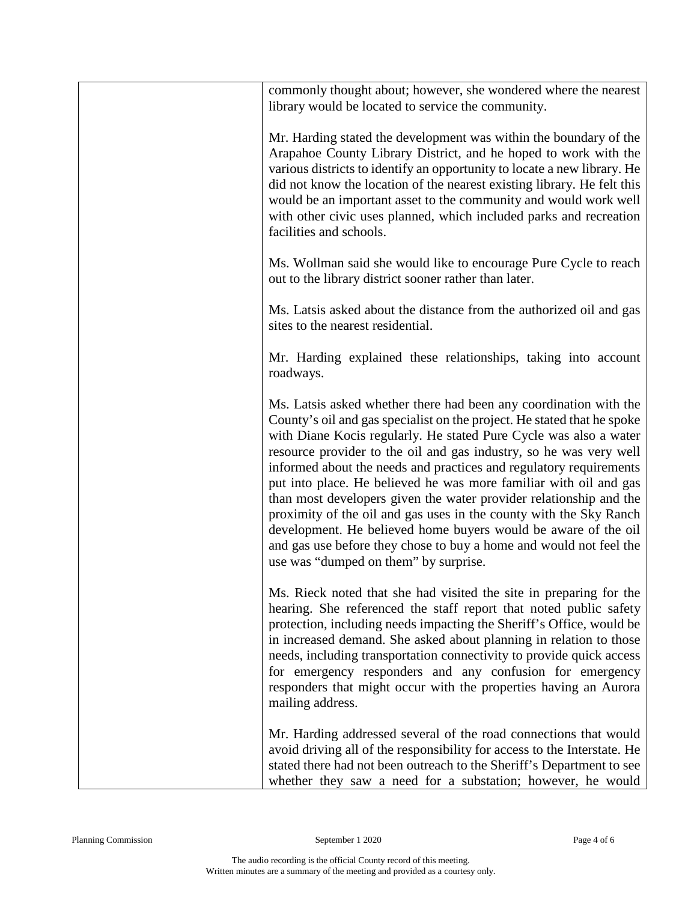commonly thought about; however, she wondered where the nearest library would be located to service the community.

Mr. Harding stated the development was within the boundary of the Arapahoe County Library District, and he hoped to work with the various districts to identify an opportunity to locate a new library. He did not know the location of the nearest existing library. He felt this would be an important asset to the community and would work well with other civic uses planned, which included parks and recreation facilities and schools.

Ms. Wollman said she would like to encourage Pure Cycle to reach out to the library district sooner rather than later.

Ms. Latsis asked about the distance from the authorized oil and gas sites to the nearest residential.

Mr. Harding explained these relationships, taking into account roadways.

Ms. Latsis asked whether there had been any coordination with the County's oil and gas specialist on the project. He stated that he spoke with Diane Kocis regularly. He stated Pure Cycle was also a water resource provider to the oil and gas industry, so he was very well informed about the needs and practices and regulatory requirements put into place. He believed he was more familiar with oil and gas than most developers given the water provider relationship and the proximity of the oil and gas uses in the county with the Sky Ranch development. He believed home buyers would be aware of the oil and gas use before they chose to buy a home and would not feel the use was "dumped on them" by surprise.

Ms. Rieck noted that she had visited the site in preparing for the hearing. She referenced the staff report that noted public safety protection, including needs impacting the Sheriff's Office, would be in increased demand. She asked about planning in relation to those needs, including transportation connectivity to provide quick access for emergency responders and any confusion for emergency responders that might occur with the properties having an Aurora mailing address.

Mr. Harding addressed several of the road connections that would avoid driving all of the responsibility for access to the Interstate. He stated there had not been outreach to the Sheriff's Department to see whether they saw a need for a substation; however, he would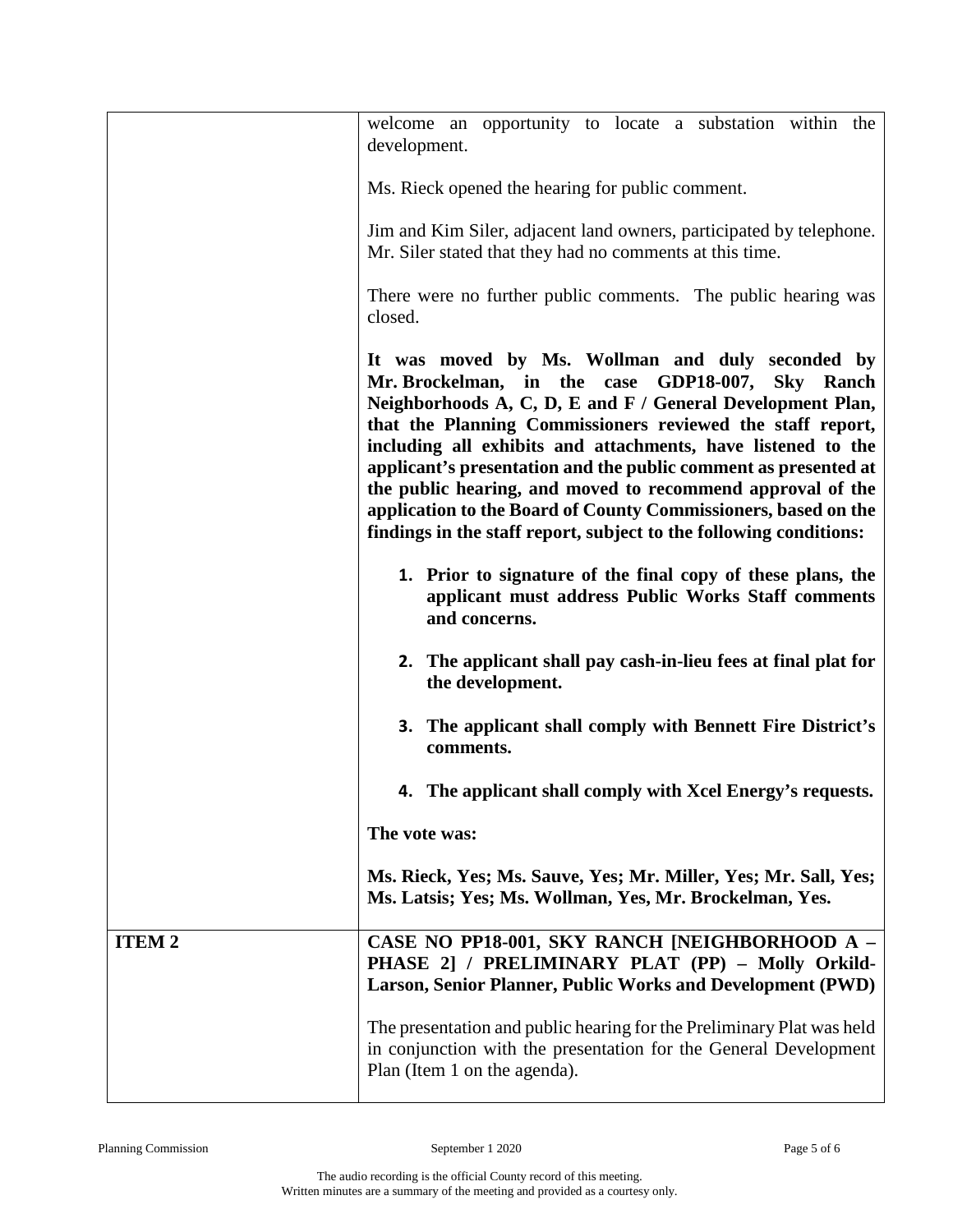| | |
|---|---|
| | welcome an opportunity to locate a substation within the development.<br><br>Ms. Rieck opened the hearing for public comment.<br><br>Jim and Kim Siler, adjacent land owners, participated by telephone. Mr. Siler stated that they had no comments at this time.<br><br>There were no further public comments. The public hearing was closed.<br><br>**It was moved by Ms. Wollman and duly seconded by Mr. Brockelman, in the case GDP18-007, Sky Ranch Neighborhoods A, C, D, E and F / General Development Plan, that the Planning Commissioners reviewed the staff report, including all exhibits and attachments, have listened to the applicant's presentation and the public comment as presented at the public hearing, and moved to recommend approval of the application to the Board of County Commissioners, based on the findings in the staff report, subject to the following conditions:**<br><br>**1. Prior to signature of the final copy of these plans, the applicant must address Public Works Staff comments and concerns.**<br><br>**2. The applicant shall pay cash-in-lieu fees at final plat for the development.**<br><br>**3. The applicant shall comply with Bennett Fire District's comments.**<br><br>**4. The applicant shall comply with Xcel Energy's requests.**<br><br>**The vote was:**<br><br>**Ms. Rieck, Yes; Ms. Sauve, Yes; Mr. Miller, Yes; Mr. Sall, Yes; Ms. Latsis; Yes; Ms. Wollman, Yes, Mr. Brockelman, Yes.** |
| **ITEM 2** | **CASE NO PP18-001, SKY RANCH [NEIGHBORHOOD A – PHASE 2] / PRELIMINARY PLAT (PP) – Molly Orkild-Larson, Senior Planner, Public Works and Development (PWD)**<br><br>The presentation and public hearing for the Preliminary Plat was held in conjunction with the presentation for the General Development Plan (Item 1 on the agenda). |

The audio recording is the official County record of this meeting.
Written minutes are a summary of the meeting and provided as a courtesy only.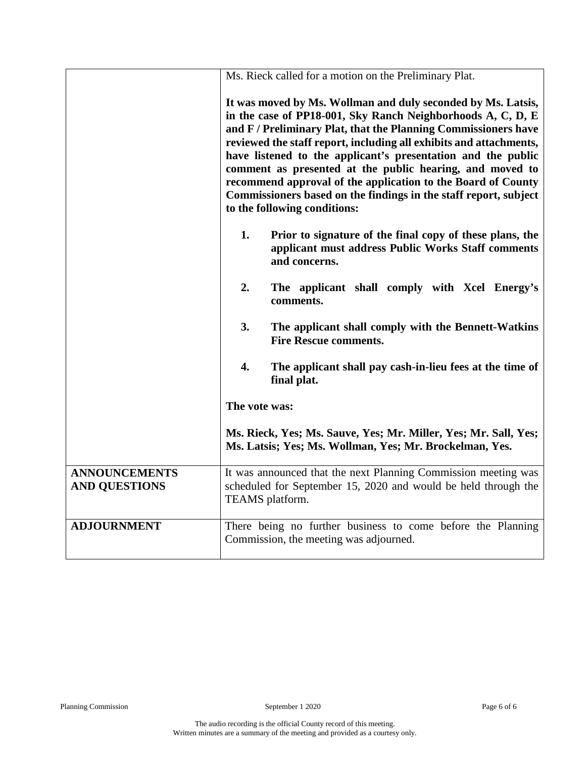| | |
|---|---|
| | Ms. Rieck called for a motion on the Preliminary Plat.<br><br>**It was moved by Ms. Wollman and duly seconded by Ms. Latsis, in the case of PP18-001, Sky Ranch Neighborhoods A, C, D, E and F / Preliminary Plat, that the Planning Commissioners have reviewed the staff report, including all exhibits and attachments, have listened to the applicant's presentation and the public comment as presented at the public hearing, and moved to recommend approval of the application to the Board of County Commissioners based on the findings in the staff report, subject to the following conditions:**<br><br>**1. Prior to signature of the final copy of these plans, the applicant must address Public Works Staff comments and concerns.**<br><br>**2. The applicant shall comply with Xcel Energy's comments.**<br><br>**3. The applicant shall comply with the Bennett-Watkins Fire Rescue comments.**<br><br>**4. The applicant shall pay cash-in-lieu fees at the time of final plat.**<br><br>**The vote was:**<br><br>**Ms. Rieck, Yes; Ms. Sauve, Yes; Mr. Miller, Yes; Mr. Sall, Yes; Ms. Latsis; Yes; Ms. Wollman, Yes; Mr. Brockelman, Yes.** |
| **ANNOUNCEMENTS AND QUESTIONS** | It was announced that the next Planning Commission meeting was scheduled for September 15, 2020 and would be held through the TEAMS platform. |
| **ADJOURNMENT** | There being no further business to come before the Planning Commission, the meeting was adjourned. |

The audio recording is the official County record of this meeting.
Written minutes are a summary of the meeting and provided as a courtesy only.